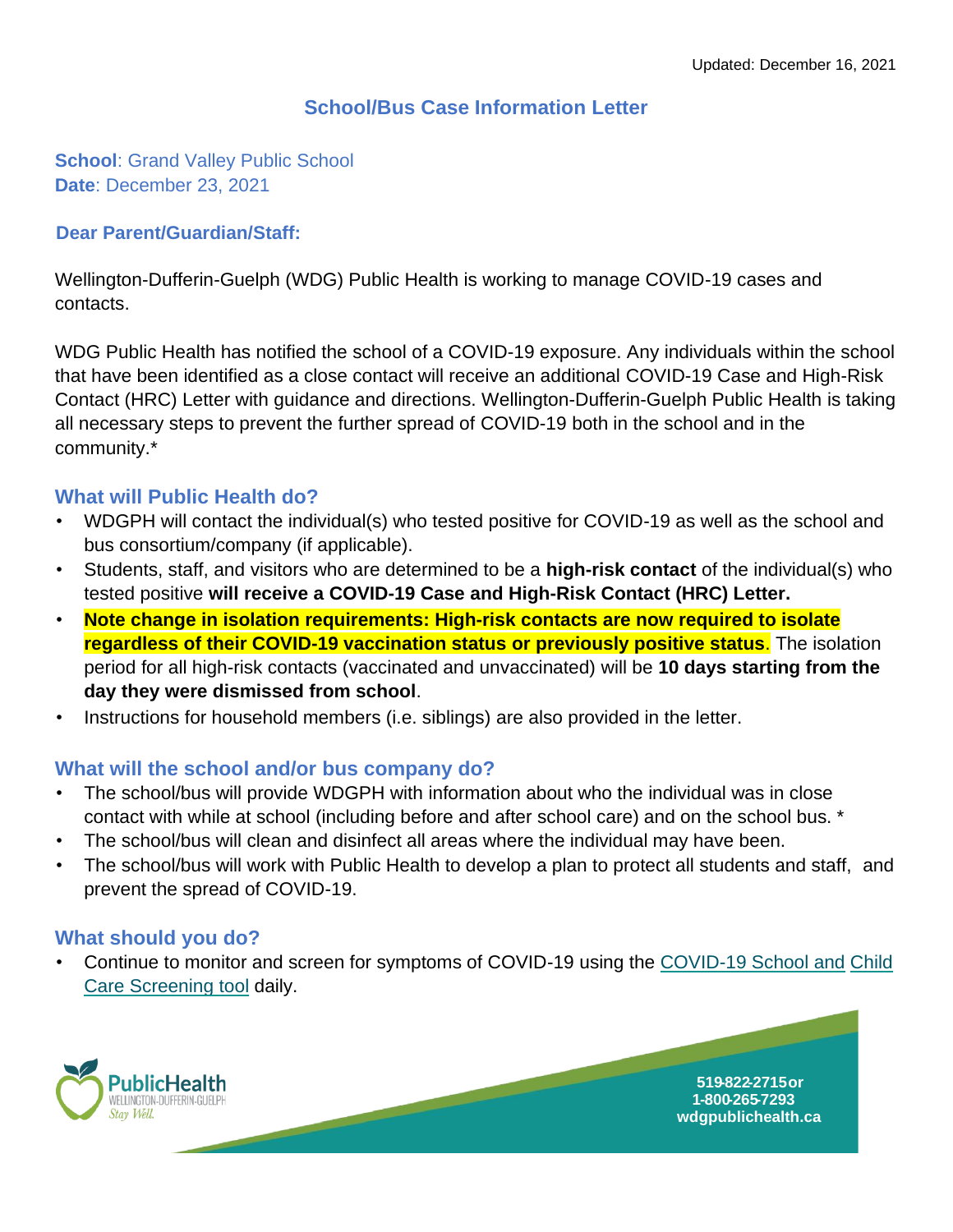Updated: December 16, 2021

# School/Bus Case Information Letter

**School**: Grand Valley Public School
**Date**: December 23, 2021

**Dear Parent/Guardian/Staff:**

Wellington-Dufferin-Guelph (WDG) Public Health is working to manage COVID-19 cases and contacts.

WDG Public Health has notified the school of a COVID-19 exposure. Any individuals within the school that have been identified as a close contact will receive an additional COVID-19 Case and High-Risk Contact (HRC) Letter with guidance and directions. Wellington-Dufferin-Guelph Public Health is taking all necessary steps to prevent the further spread of COVID-19 both in the school and in the community.*

## What will Public Health do?

- WDGPH will contact the individual(s) who tested positive for COVID-19 as well as the school and bus consortium/company (if applicable).
- Students, staff, and visitors who are determined to be a **high-risk contact** of the individual(s) who tested positive **will receive a COVID-19 Case and High-Risk Contact (HRC) Letter.**
- **Note change in isolation requirements: High-risk contacts are now required to isolate regardless of their COVID-19 vaccination status or previously positive status**. The isolation period for all high-risk contacts (vaccinated and unvaccinated) will be **10 days starting from the day they were dismissed from school**.
- Instructions for household members (i.e. siblings) are also provided in the letter.

## What will the school and/or bus company do?

- The school/bus will provide WDGPH with information about who the individual was in close contact with while at school (including before and after school care) and on the school bus. *
- The school/bus will clean and disinfect all areas where the individual may have been.
- The school/bus will work with Public Health to develop a plan to protect all students and staff, and prevent the spread of COVID-19.

## What should you do?

- Continue to monitor and screen for symptoms of COVID-19 using the COVID-19 School and Child Care Screening tool daily.

PublicHealth
WELLINGTON-DUFFERIN-GUELPH
Stay Well.

519-822-2715 or
1-800-265-7293
wdgpublichealth.ca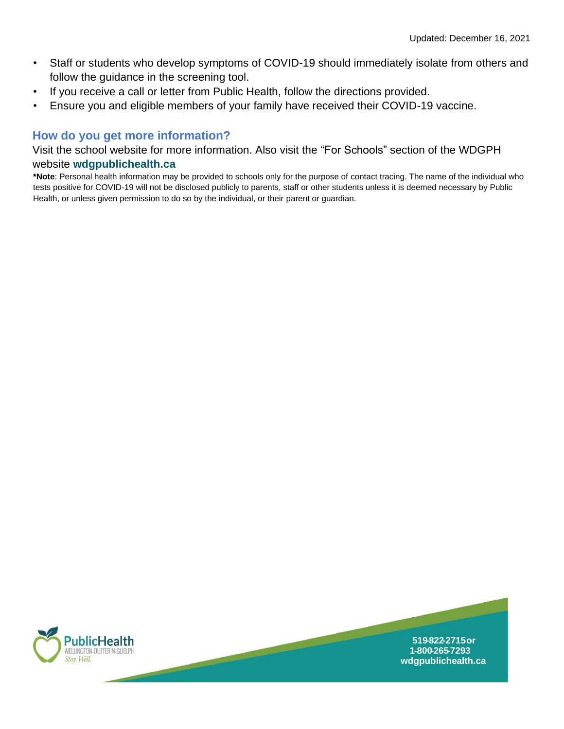- Staff or students who develop symptoms of COVID-19 should immediately isolate from others and follow the guidance in the screening tool.
- If you receive a call or letter from Public Health, follow the directions provided.
- Ensure you and eligible members of your family have received their COVID-19 vaccine.

## How do you get more information?

Visit the school website for more information. Also visit the "For Schools" section of the WDGPH website **wdgpublichealth.ca**

***Note**: Personal health information may be provided to schools only for the purpose of contact tracing. The name of the individual who tests positive for COVID-19 will not be disclosed publicly to parents, staff or other students unless it is deemed necessary by Public Health, or unless given permission to do so by the individual, or their parent or guardian.

PublicHealth
WELLINGTON-DUFFERIN-GUELPH
*Stay Well.*

**519-822-2715 or**
**1-800-265-7293**
**wdgpublichealth.ca**